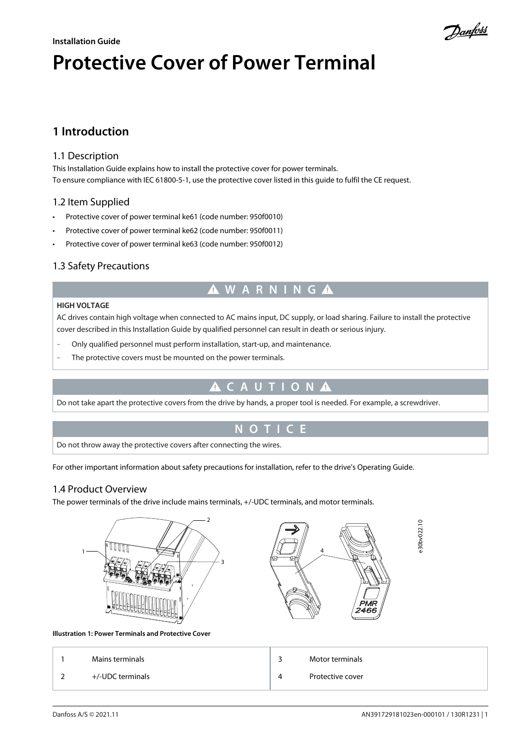Installation Guide

# Protective Cover of Power Terminal

## 1 Introduction

### 1.1 Description

This Installation Guide explains how to install the protective cover for power terminals.
To ensure compliance with IEC 61800-5-1, use the protective cover listed in this guide to fulfil the CE request.

### 1.2 Item Supplied

- Protective cover of power terminal ke61 (code number: 950f0010)
- Protective cover of power terminal ke62 (code number: 950f0011)
- Protective cover of power terminal ke63 (code number: 950f0012)

### 1.3 Safety Precautions

**⚠ WARNING ⚠**

**HIGH VOLTAGE**

AC drives contain high voltage when connected to AC mains input, DC supply, or load sharing. Failure to install the protective cover described in this Installation Guide by qualified personnel can result in death or serious injury.

- Only qualified personnel must perform installation, start-up, and maintenance.
- The protective covers must be mounted on the power terminals.

**⚠ CAUTION ⚠**

Do not take apart the protective covers from the drive by hands, a proper tool is needed. For example, a screwdriver.

**NOTICE**

Do not throw away the protective covers after connecting the wires.

For other important information about safety precautions for installation, refer to the drive's Operating Guide.

### 1.4 Product Overview

The power terminals of the drive include mains terminals, +/-UDC terminals, and motor terminals.

**Illustration 1: Power Terminals and Protective Cover**

| | | | |
|---|---|---|---|
| 1 | Mains terminals | 3 | Motor terminals |
| 2 | +/-UDC terminals | 4 | Protective cover |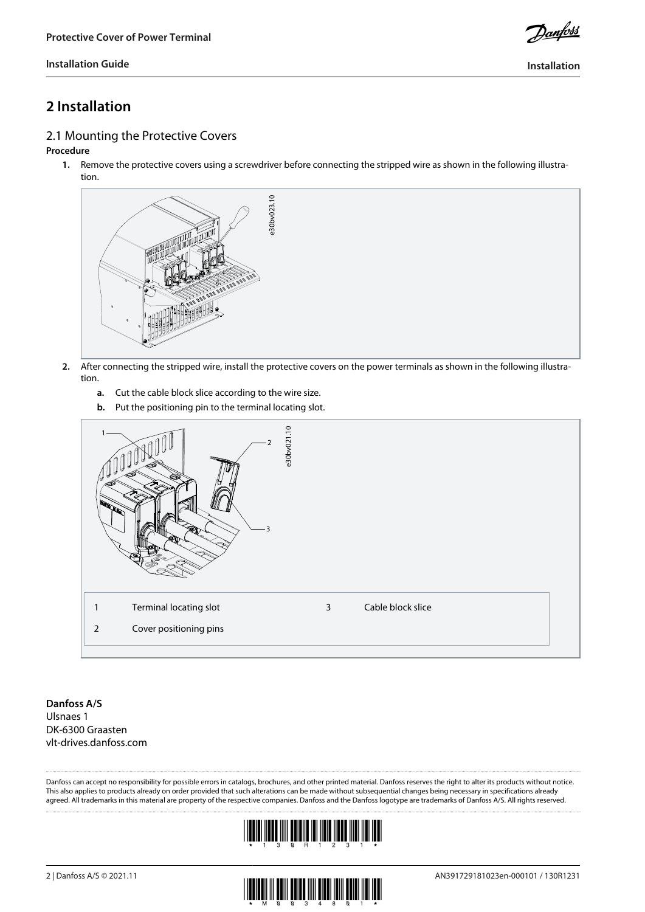# 2 Installation

## 2.1 Mounting the Protective Covers

**Procedure**

1. Remove the protective covers using a screwdriver before connecting the stripped wire as shown in the following illustration.

e30bv023.10

2. After connecting the stripped wire, install the protective covers on the power terminals as shown in the following illustration.
   a. Cut the cable block slice according to the wire size.
   b. Put the positioning pin to the terminal locating slot.

e30bv021.10

| | | | |
|---|---|---|---|
| 1 | Terminal locating slot | 3 | Cable block slice |
| 2 | Cover positioning pins | | |

**Danfoss A/S**
Ulsnaes 1
DK-6300 Graasten
vlt-drives.danfoss.com

Danfoss can accept no responsibility for possible errors in catalogs, brochures, and other printed material. Danfoss reserves the right to alter its products without notice. This also applies to products already on order provided that such alterations can be made without subsequential changes being necessary in specifications already agreed. All trademarks in this material are property of the respective companies. Danfoss and the Danfoss logotype are trademarks of Danfoss A/S. All rights reserved.

*130R1231*

*MN00348N1*

AN391729181023en-000101 / 130R1231